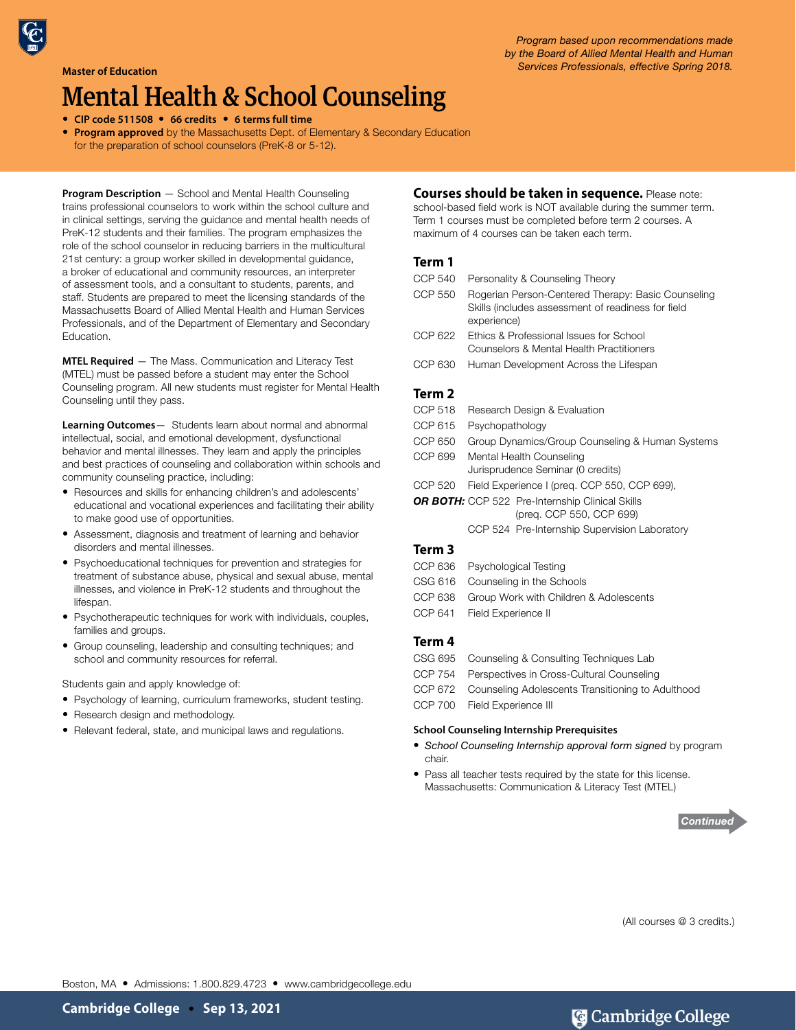Master of Education

# Mental Health & School Counseling

- **CIP code 511508** • **66 credits** • **6 terms full time**
- **Program approved** by the Massachusetts Dept. of Elementary & Secondary Education for the preparation of school counselors (PreK-8 or 5-12).

*Program based upon recommendations made by the Board of Allied Mental Health and Human Services Professionals, effective Spring 2018.*

**Program Description** — School and Mental Health Counseling trains professional counselors to work within the school culture and in clinical settings, serving the guidance and mental health needs of PreK-12 students and their families. The program emphasizes the role of the school counselor in reducing barriers in the multicultural 21st century: a group worker skilled in developmental guidance, a broker of educational and community resources, an interpreter of assessment tools, and a consultant to students, parents, and staff. Students are prepared to meet the licensing standards of the Massachusetts Board of Allied Mental Health and Human Services Professionals, and of the Department of Elementary and Secondary Education.

**MTEL Required** — The Mass. Communication and Literacy Test (MTEL) must be passed before a student may enter the School Counseling program. All new students must register for Mental Health Counseling until they pass.

**Learning Outcomes** — Students learn about normal and abnormal intellectual, social, and emotional development, dysfunctional behavior and mental illnesses. They learn and apply the principles and best practices of counseling and collaboration within schools and community counseling practice, including:

- Resources and skills for enhancing children's and adolescents' educational and vocational experiences and facilitating their ability to make good use of opportunities.
- Assessment, diagnosis and treatment of learning and behavior disorders and mental illnesses.
- Psychoeducational techniques for prevention and strategies for treatment of substance abuse, physical and sexual abuse, mental illnesses, and violence in PreK-12 students and throughout the lifespan.
- Psychotherapeutic techniques for work with individuals, couples, families and groups.
- Group counseling, leadership and consulting techniques; and school and community resources for referral.

Students gain and apply knowledge of:

- Psychology of learning, curriculum frameworks, student testing.
- Research design and methodology.
- Relevant federal, state, and municipal laws and regulations.

**Courses should be taken in sequence.** Please note: school-based field work is NOT available during the summer term. Term 1 courses must be completed before term 2 courses. A maximum of 4 courses can be taken each term.

## Term 1

- CCP 540 Personality & Counseling Theory
- CCP 550 Rogerian Person-Centered Therapy: Basic Counseling Skills (includes assessment of readiness for field experience)
- CCP 622 Ethics & Professional Issues for School Counselors & Mental Health Practitioners
- CCP 630 Human Development Across the Lifespan

## Term 2

- CCP 518 Research Design & Evaluation
- CCP 615 Psychopathology
- CCP 650 Group Dynamics/Group Counseling & Human Systems
- CCP 699 Mental Health Counseling Jurisprudence Seminar (0 credits)
- CCP 520 Field Experience I (preq. CCP 550, CCP 699),

***OR BOTH:*** CCP 522 Pre-Internship Clinical Skills (preq. CCP 550, CCP 699)
CCP 524 Pre-Internship Supervision Laboratory

## Term 3

- CCP 636 Psychological Testing
- CSG 616 Counseling in the Schools
- CCP 638 Group Work with Children & Adolescents
- CCP 641 Field Experience II

## Term 4

- CSG 695 Counseling & Consulting Techniques Lab
- CCP 754 Perspectives in Cross-Cultural Counseling
- CCP 672 Counseling Adolescents Transitioning to Adulthood
- CCP 700 Field Experience III

### School Counseling Internship Prerequisites

- *School Counseling Internship approval form signed* by program chair.
- Pass all teacher tests required by the state for this license. Massachusetts: Communication & Literacy Test (MTEL)

*Continued*

(All courses @ 3 credits.)

Boston, MA • Admissions: 1.800.829.4723 • www.cambridgecollege.edu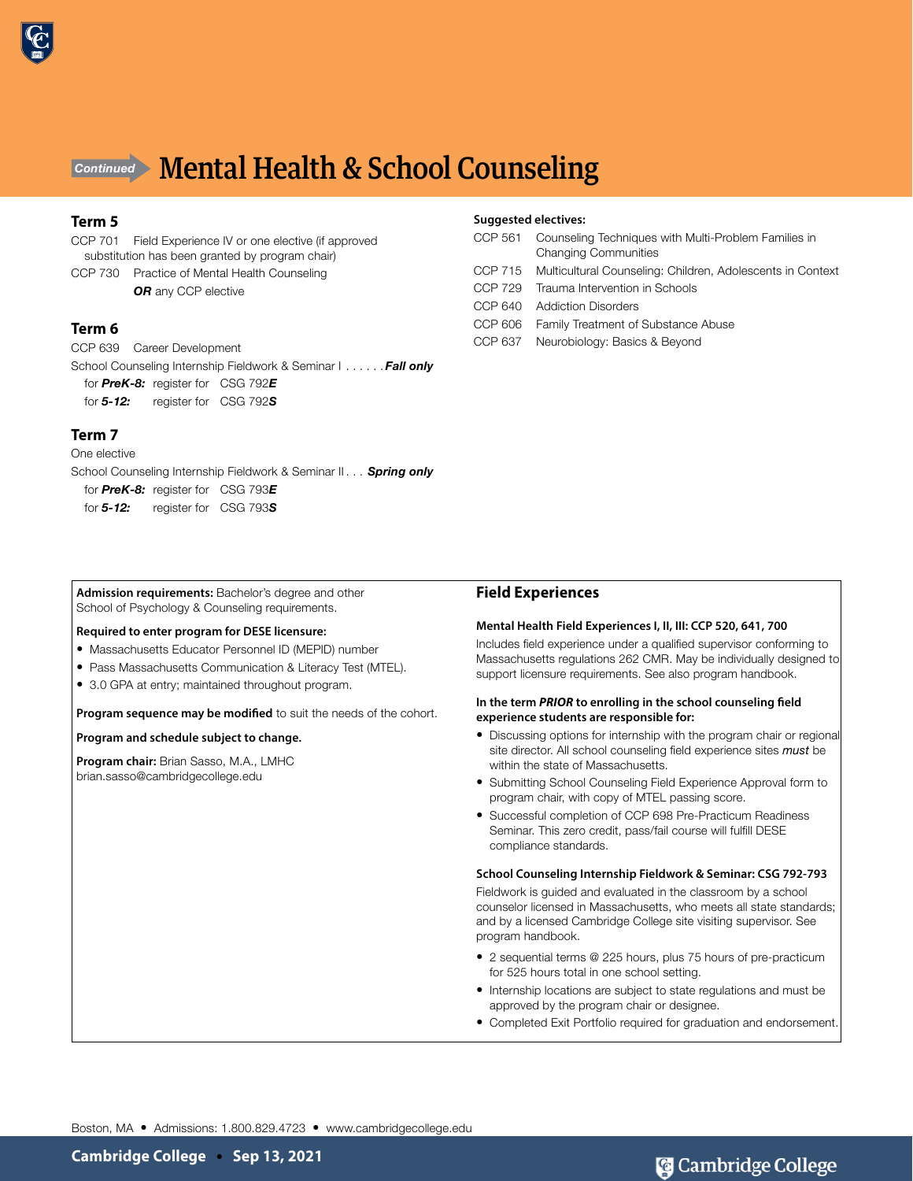# *Continued* Mental Health & School Counseling

## Term 5

CCP 701 Field Experience IV or one elective (if approved substitution has been granted by program chair)

CCP 730 Practice of Mental Health Counseling
***OR*** any CCP elective

## Term 6

CCP 639 Career Development

School Counseling Internship Fieldwork & Seminar I . . . . . . ***Fall only***

- for ***PreK-8:*** register for CSG 792***E***
- for ***5-12:*** register for CSG 792***S***

## Term 7

One elective

School Counseling Internship Fieldwork & Seminar II . . . ***Spring only***

- for ***PreK-8:*** register for CSG 793***E***
- for ***5-12:*** register for CSG 793***S***

**Suggested electives:**

- CCP 561 Counseling Techniques with Multi-Problem Families in Changing Communities
- CCP 715 Multicultural Counseling: Children, Adolescents in Context
- CCP 729 Trauma Intervention in Schools
- CCP 640 Addiction Disorders
- CCP 606 Family Treatment of Substance Abuse
- CCP 637 Neurobiology: Basics & Beyond

**Admission requirements:** Bachelor's degree and other School of Psychology & Counseling requirements.

**Required to enter program for DESE licensure:**

- Massachusetts Educator Personnel ID (MEPID) number
- Pass Massachusetts Communication & Literacy Test (MTEL).
- 3.0 GPA at entry; maintained throughout program.

**Program sequence may be modified** to suit the needs of the cohort.

**Program and schedule subject to change.**

**Program chair:** Brian Sasso, M.A., LMHC
brian.sasso@cambridgecollege.edu

## Field Experiences

**Mental Health Field Experiences I, II, III: CCP 520, 641, 700**

Includes field experience under a qualified supervisor conforming to Massachusetts regulations 262 CMR. May be individually designed to support licensure requirements. See also program handbook.

**In the term *PRIOR* to enrolling in the school counseling field experience students are responsible for:**

- Discussing options for internship with the program chair or regional site director. All school counseling field experience sites *must* be within the state of Massachusetts.
- Submitting School Counseling Field Experience Approval form to program chair, with copy of MTEL passing score.
- Successful completion of CCP 698 Pre-Practicum Readiness Seminar. This zero credit, pass/fail course will fulfill DESE compliance standards.

**School Counseling Internship Fieldwork & Seminar: CSG 792-793**

Fieldwork is guided and evaluated in the classroom by a school counselor licensed in Massachusetts, who meets all state standards; and by a licensed Cambridge College site visiting supervisor. See program handbook.

- 2 sequential terms @ 225 hours, plus 75 hours of pre-practicum for 525 hours total in one school setting.
- Internship locations are subject to state regulations and must be approved by the program chair or designee.
- Completed Exit Portfolio required for graduation and endorsement.

Boston, MA • Admissions: 1.800.829.4723 • www.cambridgecollege.edu